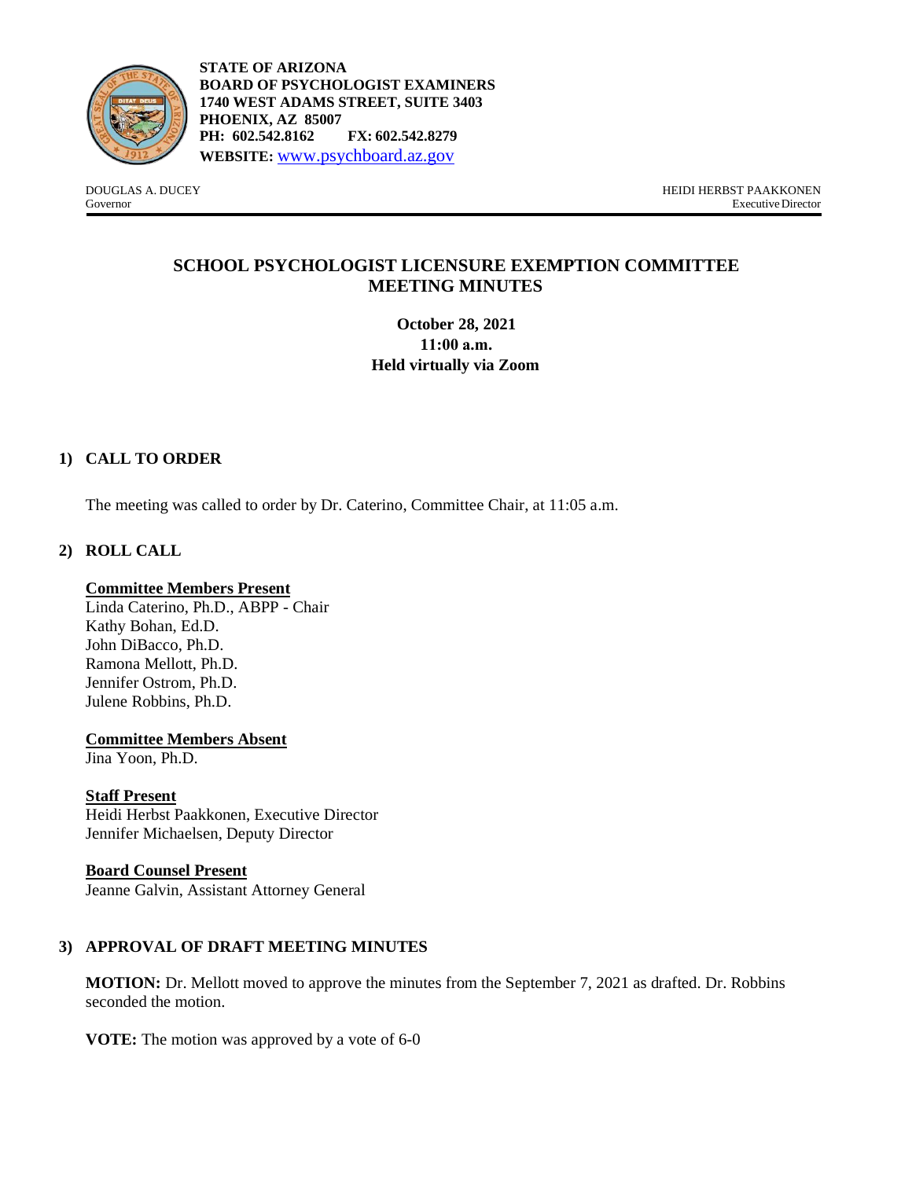**STATE OF ARIZONA**
**BOARD OF PSYCHOLOGIST EXAMINERS**
**1740 WEST ADAMS STREET, SUITE 3403**
**PHOENIX, AZ 85007**
**PH: 602.542.8162 FX: 602.542.8279**
**WEBSITE:** www.psychboard.az.gov

DOUGLAS A. DUCEY
Governor

HEIDI HERBST PAAKKONEN
Executive Director

# SCHOOL PSYCHOLOGIST LICENSURE EXEMPTION COMMITTEE MEETING MINUTES

**October 28, 2021**
**11:00 a.m.**
**Held virtually via Zoom**

## 1) CALL TO ORDER

The meeting was called to order by Dr. Caterino, Committee Chair, at 11:05 a.m.

## 2) ROLL CALL

**Committee Members Present**
Linda Caterino, Ph.D., ABPP - Chair
Kathy Bohan, Ed.D.
John DiBacco, Ph.D.
Ramona Mellott, Ph.D.
Jennifer Ostrom, Ph.D.
Julene Robbins, Ph.D.

**Committee Members Absent**
Jina Yoon, Ph.D.

**Staff Present**
Heidi Herbst Paakkonen, Executive Director
Jennifer Michaelsen, Deputy Director

**Board Counsel Present**
Jeanne Galvin, Assistant Attorney General

## 3) APPROVAL OF DRAFT MEETING MINUTES

**MOTION:** Dr. Mellott moved to approve the minutes from the September 7, 2021 as drafted. Dr. Robbins seconded the motion.

**VOTE:** The motion was approved by a vote of 6-0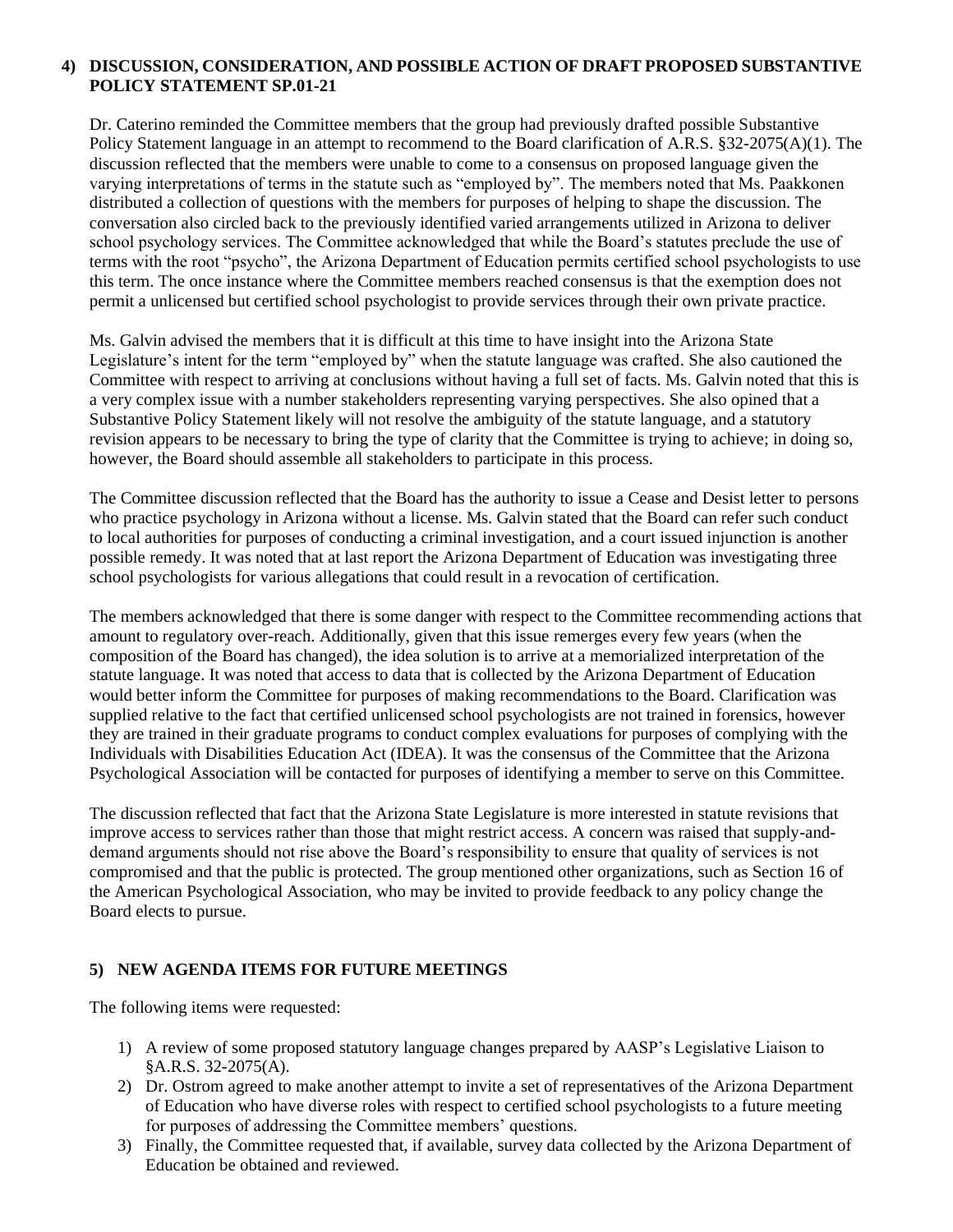## 4) DISCUSSION, CONSIDERATION, AND POSSIBLE ACTION OF DRAFT PROPOSED SUBSTANTIVE POLICY STATEMENT SP.01-21

Dr. Caterino reminded the Committee members that the group had previously drafted possible Substantive Policy Statement language in an attempt to recommend to the Board clarification of A.R.S. §32-2075(A)(1). The discussion reflected that the members were unable to come to a consensus on proposed language given the varying interpretations of terms in the statute such as "employed by". The members noted that Ms. Paakkonen distributed a collection of questions with the members for purposes of helping to shape the discussion. The conversation also circled back to the previously identified varied arrangements utilized in Arizona to deliver school psychology services. The Committee acknowledged that while the Board's statutes preclude the use of terms with the root "psycho", the Arizona Department of Education permits certified school psychologists to use this term. The once instance where the Committee members reached consensus is that the exemption does not permit a unlicensed but certified school psychologist to provide services through their own private practice.

Ms. Galvin advised the members that it is difficult at this time to have insight into the Arizona State Legislature's intent for the term "employed by" when the statute language was crafted. She also cautioned the Committee with respect to arriving at conclusions without having a full set of facts. Ms. Galvin noted that this is a very complex issue with a number stakeholders representing varying perspectives. She also opined that a Substantive Policy Statement likely will not resolve the ambiguity of the statute language, and a statutory revision appears to be necessary to bring the type of clarity that the Committee is trying to achieve; in doing so, however, the Board should assemble all stakeholders to participate in this process.

The Committee discussion reflected that the Board has the authority to issue a Cease and Desist letter to persons who practice psychology in Arizona without a license. Ms. Galvin stated that the Board can refer such conduct to local authorities for purposes of conducting a criminal investigation, and a court issued injunction is another possible remedy. It was noted that at last report the Arizona Department of Education was investigating three school psychologists for various allegations that could result in a revocation of certification.

The members acknowledged that there is some danger with respect to the Committee recommending actions that amount to regulatory over-reach. Additionally, given that this issue remerges every few years (when the composition of the Board has changed), the idea solution is to arrive at a memorialized interpretation of the statute language. It was noted that access to data that is collected by the Arizona Department of Education would better inform the Committee for purposes of making recommendations to the Board. Clarification was supplied relative to the fact that certified unlicensed school psychologists are not trained in forensics, however they are trained in their graduate programs to conduct complex evaluations for purposes of complying with the Individuals with Disabilities Education Act (IDEA). It was the consensus of the Committee that the Arizona Psychological Association will be contacted for purposes of identifying a member to serve on this Committee.

The discussion reflected that fact that the Arizona State Legislature is more interested in statute revisions that improve access to services rather than those that might restrict access. A concern was raised that supply-and-demand arguments should not rise above the Board's responsibility to ensure that quality of services is not compromised and that the public is protected. The group mentioned other organizations, such as Section 16 of the American Psychological Association, who may be invited to provide feedback to any policy change the Board elects to pursue.

## 5) NEW AGENDA ITEMS FOR FUTURE MEETINGS

The following items were requested:

1) A review of some proposed statutory language changes prepared by AASP's Legislative Liaison to §A.R.S. 32-2075(A).
2) Dr. Ostrom agreed to make another attempt to invite a set of representatives of the Arizona Department of Education who have diverse roles with respect to certified school psychologists to a future meeting for purposes of addressing the Committee members' questions.
3) Finally, the Committee requested that, if available, survey data collected by the Arizona Department of Education be obtained and reviewed.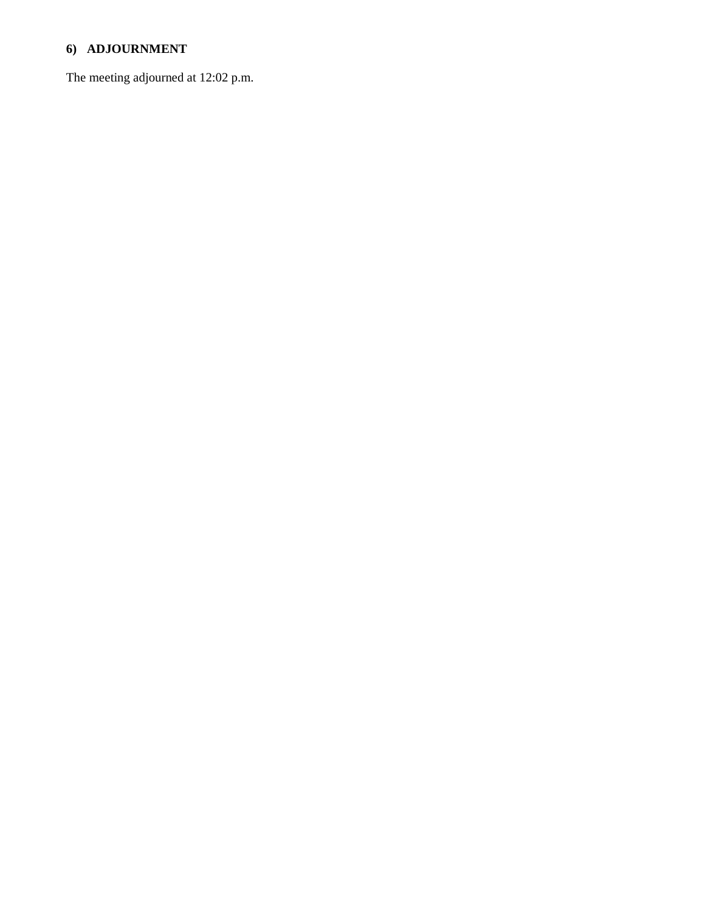**6) ADJOURNMENT**

The meeting adjourned at 12:02 p.m.